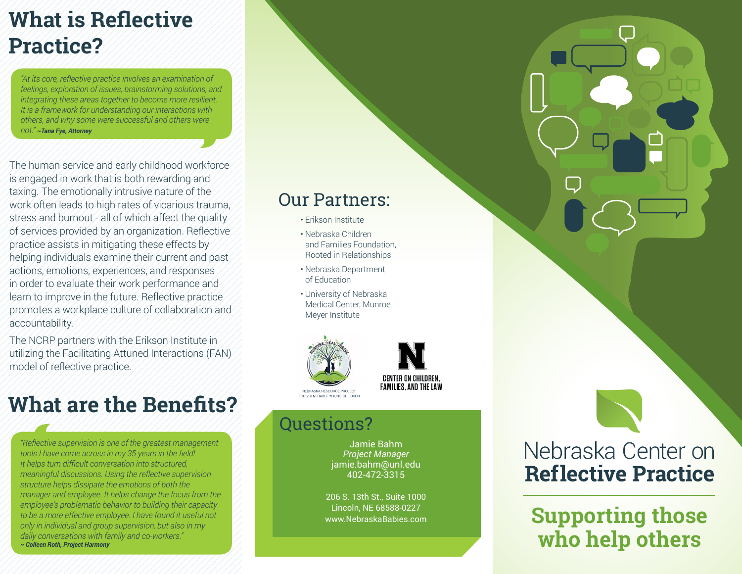# What is Reflective Practice?

*"At its core, reflective practice involves an examination of feelings, exploration of issues, brainstorming solutions, and integrating these areas together to become more resilient. It is a framework for understanding our interactions with others, and why some were successful and others were not."* ***~Tana Fye, Attorney***

The human service and early childhood workforce is engaged in work that is both rewarding and taxing. The emotionally intrusive nature of the work often leads to high rates of vicarious trauma, stress and burnout - all of which affect the quality of services provided by an organization. Reflective practice assists in mitigating these effects by helping individuals examine their current and past actions, emotions, experiences, and responses in order to evaluate their work performance and learn to improve in the future. Reflective practice promotes a workplace culture of collaboration and accountability.

The NCRP partners with the Erikson Institute in utilizing the Facilitating Attuned Interactions (FAN) model of reflective practice.

# What are the Benefits?

*"Reflective supervision is one of the greatest management tools I have come across in my 35 years in the field! It helps turn difficult conversation into structured, meaningful discussions. Using the reflective supervision structure helps dissipate the emotions of both the manager and employee. It helps change the focus from the employee's problematic behavior to building their capacity to be a more effective employee. I have found it useful not only in individual and group supervision, but also in my daily conversations with family and co-workers."*
***~ Colleen Roth, Project Harmony***

## Our Partners:

- Erikson Institute
- Nebraska Children and Families Foundation, Rooted in Relationships
- Nebraska Department of Education
- University of Nebraska Medical Center, Munroe Meyer Institute

NURTURE. HEAL. THRIVE. — NEBRASKA RESOURCE PROJECT FOR VULNERABLE YOUNG CHILDREN

CENTER ON CHILDREN, FAMILIES, AND THE LAW

## Questions?

Jamie Bahm
*Project Manager*
jamie.bahm@unl.edu
402-472-3315

206 S. 13th St., Suite 1000
Lincoln, NE 68588-0227
www.NebraskaBabies.com

# Nebraska Center on **Reflective Practice**

## Supporting those who help others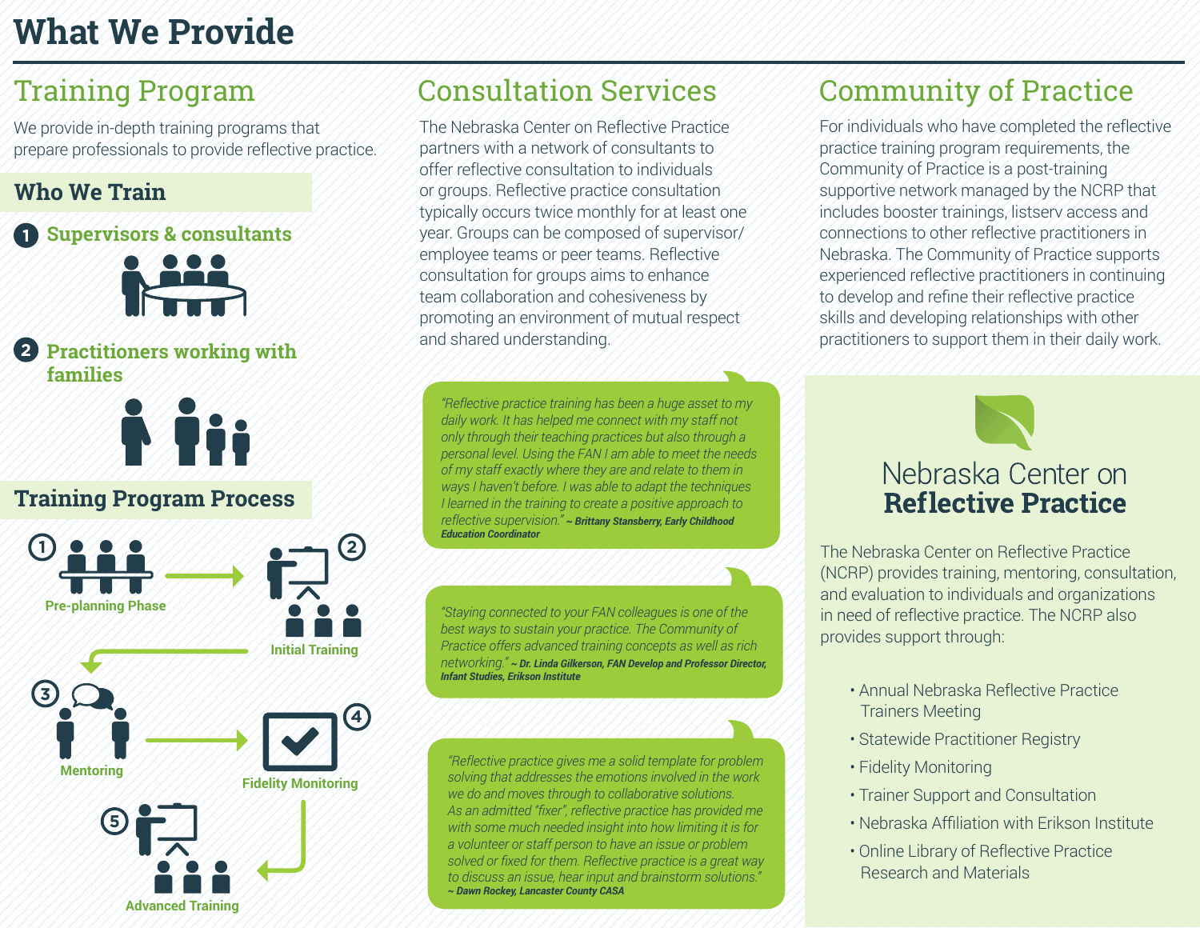# What We Provide

## Training Program

We provide in-depth training programs that prepare professionals to provide reflective practice.

### Who We Train

1. **Supervisors & consultants**
2. **Practitioners working with families**

### Training Program Process

1. Pre-planning Phase
2. Initial Training
3. Mentoring
4. Fidelity Monitoring
5. Advanced Training

## Consultation Services

The Nebraska Center on Reflective Practice partners with a network of consultants to offer reflective consultation to individuals or groups. Reflective practice consultation typically occurs twice monthly for at least one year. Groups can be composed of supervisor/ employee teams or peer teams. Reflective consultation for groups aims to enhance team collaboration and cohesiveness by promoting an environment of mutual respect and shared understanding.

*"Reflective practice training has been a huge asset to my daily work. It has helped me connect with my staff not only through their teaching practices but also through a personal level. Using the FAN I am able to meet the needs of my staff exactly where they are and relate to them in ways I haven't before. I was able to adapt the techniques I learned in the training to create a positive approach to reflective supervision."* **~ Brittany Stansberry, Early Childhood Education Coordinator**

*"Staying connected to your FAN colleagues is one of the best ways to sustain your practice. The Community of Practice offers advanced training concepts as well as rich networking."* **~ Dr. Linda Gilkerson, FAN Develop and Professor Director, Infant Studies, Erikson Institute**

*"Reflective practice gives me a solid template for problem solving that addresses the emotions involved in the work we do and moves through to collaborative solutions. As an admitted "fixer", reflective practice has provided me with some much needed insight into how limiting it is for a volunteer or staff person to have an issue or problem solved or fixed for them. Reflective practice is a great way to discuss an issue, hear input and brainstorm solutions."* **~ Dawn Rockey, Lancaster County CASA**

## Community of Practice

For individuals who have completed the reflective practice training program requirements, the Community of Practice is a post-training supportive network managed by the NCRP that includes booster trainings, listserv access and connections to other reflective practitioners in Nebraska. The Community of Practice supports experienced reflective practitioners in continuing to develop and refine their reflective practice skills and developing relationships with other practitioners to support them in their daily work.

Nebraska Center on **Reflective Practice**

The Nebraska Center on Reflective Practice (NCRP) provides training, mentoring, consultation, and evaluation to individuals and organizations in need of reflective practice. The NCRP also provides support through:

- Annual Nebraska Reflective Practice Trainers Meeting
- Statewide Practitioner Registry
- Fidelity Monitoring
- Trainer Support and Consultation
- Nebraska Affiliation with Erikson Institute
- Online Library of Reflective Practice Research and Materials